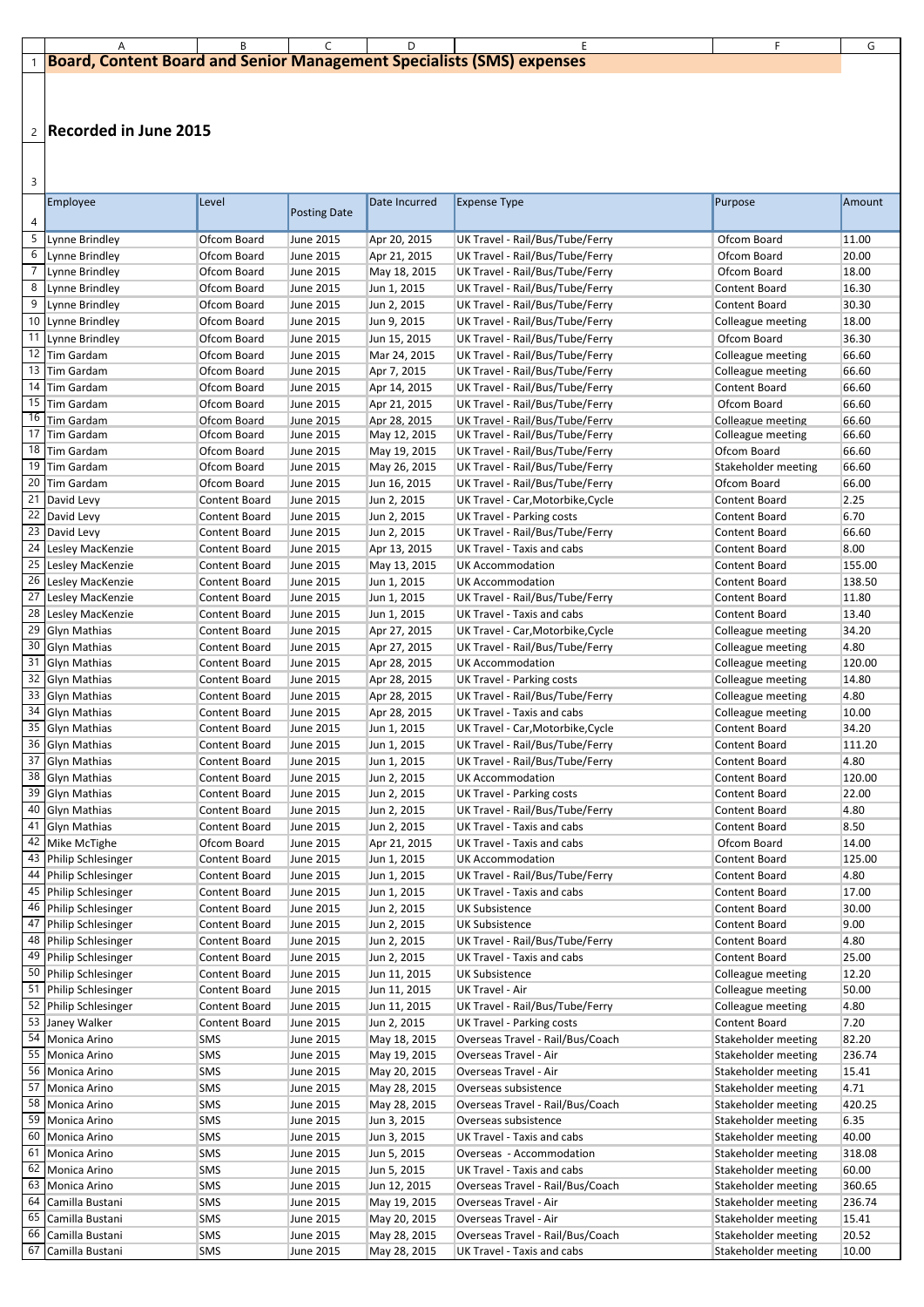# Board, Content Board and Senior Management Specialists (SMS) expenses

## Recorded in June 2015

| Employee | Level | Posting Date | Date Incurred | Expense Type | Purpose | Amount |
|---|---|---|---|---|---|---|
| Lynne Brindley | Ofcom Board | June 2015 | Apr 20, 2015 | UK Travel - Rail/Bus/Tube/Ferry | Ofcom Board | 11.00 |
| Lynne Brindley | Ofcom Board | June 2015 | Apr 21, 2015 | UK Travel - Rail/Bus/Tube/Ferry | Ofcom Board | 20.00 |
| Lynne Brindley | Ofcom Board | June 2015 | May 18, 2015 | UK Travel - Rail/Bus/Tube/Ferry | Ofcom Board | 18.00 |
| Lynne Brindley | Ofcom Board | June 2015 | Jun 1, 2015 | UK Travel - Rail/Bus/Tube/Ferry | Content Board | 16.30 |
| Lynne Brindley | Ofcom Board | June 2015 | Jun 2, 2015 | UK Travel - Rail/Bus/Tube/Ferry | Content Board | 30.30 |
| Lynne Brindley | Ofcom Board | June 2015 | Jun 9, 2015 | UK Travel - Rail/Bus/Tube/Ferry | Colleague meeting | 18.00 |
| Lynne Brindley | Ofcom Board | June 2015 | Jun 15, 2015 | UK Travel - Rail/Bus/Tube/Ferry | Ofcom Board | 36.30 |
| Tim Gardam | Ofcom Board | June 2015 | Mar 24, 2015 | UK Travel - Rail/Bus/Tube/Ferry | Colleague meeting | 66.60 |
| Tim Gardam | Ofcom Board | June 2015 | Apr 7, 2015 | UK Travel - Rail/Bus/Tube/Ferry | Colleague meeting | 66.60 |
| Tim Gardam | Ofcom Board | June 2015 | Apr 14, 2015 | UK Travel - Rail/Bus/Tube/Ferry | Content Board | 66.60 |
| Tim Gardam | Ofcom Board | June 2015 | Apr 21, 2015 | UK Travel - Rail/Bus/Tube/Ferry | Ofcom Board | 66.60 |
| Tim Gardam | Ofcom Board | June 2015 | Apr 28, 2015 | UK Travel - Rail/Bus/Tube/Ferry | Colleague meeting | 66.60 |
| Tim Gardam | Ofcom Board | June 2015 | May 12, 2015 | UK Travel - Rail/Bus/Tube/Ferry | Colleague meeting | 66.60 |
| Tim Gardam | Ofcom Board | June 2015 | May 19, 2015 | UK Travel - Rail/Bus/Tube/Ferry | Ofcom Board | 66.60 |
| Tim Gardam | Ofcom Board | June 2015 | May 26, 2015 | UK Travel - Rail/Bus/Tube/Ferry | Stakeholder meeting | 66.60 |
| Tim Gardam | Ofcom Board | June 2015 | Jun 16, 2015 | UK Travel - Rail/Bus/Tube/Ferry | Ofcom Board | 66.00 |
| David Levy | Content Board | June 2015 | Jun 2, 2015 | UK Travel - Car,Motorbike,Cycle | Content Board | 2.25 |
| David Levy | Content Board | June 2015 | Jun 2, 2015 | UK Travel - Parking costs | Content Board | 6.70 |
| David Levy | Content Board | June 2015 | Jun 2, 2015 | UK Travel - Rail/Bus/Tube/Ferry | Content Board | 66.60 |
| Lesley MacKenzie | Content Board | June 2015 | Apr 13, 2015 | UK Travel - Taxis and cabs | Content Board | 8.00 |
| Lesley MacKenzie | Content Board | June 2015 | May 13, 2015 | UK Accommodation | Content Board | 155.00 |
| Lesley MacKenzie | Content Board | June 2015 | Jun 1, 2015 | UK Accommodation | Content Board | 138.50 |
| Lesley MacKenzie | Content Board | June 2015 | Jun 1, 2015 | UK Travel - Rail/Bus/Tube/Ferry | Content Board | 11.80 |
| Lesley MacKenzie | Content Board | June 2015 | Jun 1, 2015 | UK Travel - Taxis and cabs | Content Board | 13.40 |
| Glyn Mathias | Content Board | June 2015 | Apr 27, 2015 | UK Travel - Car,Motorbike,Cycle | Colleague meeting | 34.20 |
| Glyn Mathias | Content Board | June 2015 | Apr 27, 2015 | UK Travel - Rail/Bus/Tube/Ferry | Colleague meeting | 4.80 |
| Glyn Mathias | Content Board | June 2015 | Apr 28, 2015 | UK Accommodation | Colleague meeting | 120.00 |
| Glyn Mathias | Content Board | June 2015 | Apr 28, 2015 | UK Travel - Parking costs | Colleague meeting | 14.80 |
| Glyn Mathias | Content Board | June 2015 | Apr 28, 2015 | UK Travel - Rail/Bus/Tube/Ferry | Colleague meeting | 4.80 |
| Glyn Mathias | Content Board | June 2015 | Apr 28, 2015 | UK Travel - Taxis and cabs | Colleague meeting | 10.00 |
| Glyn Mathias | Content Board | June 2015 | Jun 1, 2015 | UK Travel - Car,Motorbike,Cycle | Content Board | 34.20 |
| Glyn Mathias | Content Board | June 2015 | Jun 1, 2015 | UK Travel - Rail/Bus/Tube/Ferry | Content Board | 111.20 |
| Glyn Mathias | Content Board | June 2015 | Jun 1, 2015 | UK Travel - Rail/Bus/Tube/Ferry | Content Board | 4.80 |
| Glyn Mathias | Content Board | June 2015 | Jun 2, 2015 | UK Accommodation | Content Board | 120.00 |
| Glyn Mathias | Content Board | June 2015 | Jun 2, 2015 | UK Travel - Parking costs | Content Board | 22.00 |
| Glyn Mathias | Content Board | June 2015 | Jun 2, 2015 | UK Travel - Rail/Bus/Tube/Ferry | Content Board | 4.80 |
| Glyn Mathias | Content Board | June 2015 | Jun 2, 2015 | UK Travel - Taxis and cabs | Content Board | 8.50 |
| Mike McTighe | Ofcom Board | June 2015 | Apr 21, 2015 | UK Travel - Taxis and cabs | Ofcom Board | 14.00 |
| Philip Schlesinger | Content Board | June 2015 | Jun 1, 2015 | UK Accommodation | Content Board | 125.00 |
| Philip Schlesinger | Content Board | June 2015 | Jun 1, 2015 | UK Travel - Rail/Bus/Tube/Ferry | Content Board | 4.80 |
| Philip Schlesinger | Content Board | June 2015 | Jun 1, 2015 | UK Travel - Taxis and cabs | Content Board | 17.00 |
| Philip Schlesinger | Content Board | June 2015 | Jun 2, 2015 | UK Subsistence | Content Board | 30.00 |
| Philip Schlesinger | Content Board | June 2015 | Jun 2, 2015 | UK Subsistence | Content Board | 9.00 |
| Philip Schlesinger | Content Board | June 2015 | Jun 2, 2015 | UK Travel - Rail/Bus/Tube/Ferry | Content Board | 4.80 |
| Philip Schlesinger | Content Board | June 2015 | Jun 2, 2015 | UK Travel - Taxis and cabs | Content Board | 25.00 |
| Philip Schlesinger | Content Board | June 2015 | Jun 11, 2015 | UK Subsistence | Colleague meeting | 12.20 |
| Philip Schlesinger | Content Board | June 2015 | Jun 11, 2015 | UK Travel - Air | Colleague meeting | 50.00 |
| Philip Schlesinger | Content Board | June 2015 | Jun 11, 2015 | UK Travel - Rail/Bus/Tube/Ferry | Colleague meeting | 4.80 |
| Janey Walker | Content Board | June 2015 | Jun 2, 2015 | UK Travel - Parking costs | Content Board | 7.20 |
| Monica Arino | SMS | June 2015 | May 18, 2015 | Overseas Travel - Rail/Bus/Coach | Stakeholder meeting | 82.20 |
| Monica Arino | SMS | June 2015 | May 19, 2015 | Overseas Travel - Air | Stakeholder meeting | 236.74 |
| Monica Arino | SMS | June 2015 | May 20, 2015 | Overseas Travel - Air | Stakeholder meeting | 15.41 |
| Monica Arino | SMS | June 2015 | May 28, 2015 | Overseas subsistence | Stakeholder meeting | 4.71 |
| Monica Arino | SMS | June 2015 | May 28, 2015 | Overseas Travel - Rail/Bus/Coach | Stakeholder meeting | 420.25 |
| Monica Arino | SMS | June 2015 | Jun 3, 2015 | Overseas subsistence | Stakeholder meeting | 6.35 |
| Monica Arino | SMS | June 2015 | Jun 3, 2015 | UK Travel - Taxis and cabs | Stakeholder meeting | 40.00 |
| Monica Arino | SMS | June 2015 | Jun 5, 2015 | Overseas - Accommodation | Stakeholder meeting | 318.08 |
| Monica Arino | SMS | June 2015 | Jun 5, 2015 | UK Travel - Taxis and cabs | Stakeholder meeting | 60.00 |
| Monica Arino | SMS | June 2015 | Jun 12, 2015 | Overseas Travel - Rail/Bus/Coach | Stakeholder meeting | 360.65 |
| Camilla Bustani | SMS | June 2015 | May 19, 2015 | Overseas Travel - Air | Stakeholder meeting | 236.74 |
| Camilla Bustani | SMS | June 2015 | May 20, 2015 | Overseas Travel - Air | Stakeholder meeting | 15.41 |
| Camilla Bustani | SMS | June 2015 | May 28, 2015 | Overseas Travel - Rail/Bus/Coach | Stakeholder meeting | 20.52 |
| Camilla Bustani | SMS | June 2015 | May 28, 2015 | UK Travel - Taxis and cabs | Stakeholder meeting | 10.00 |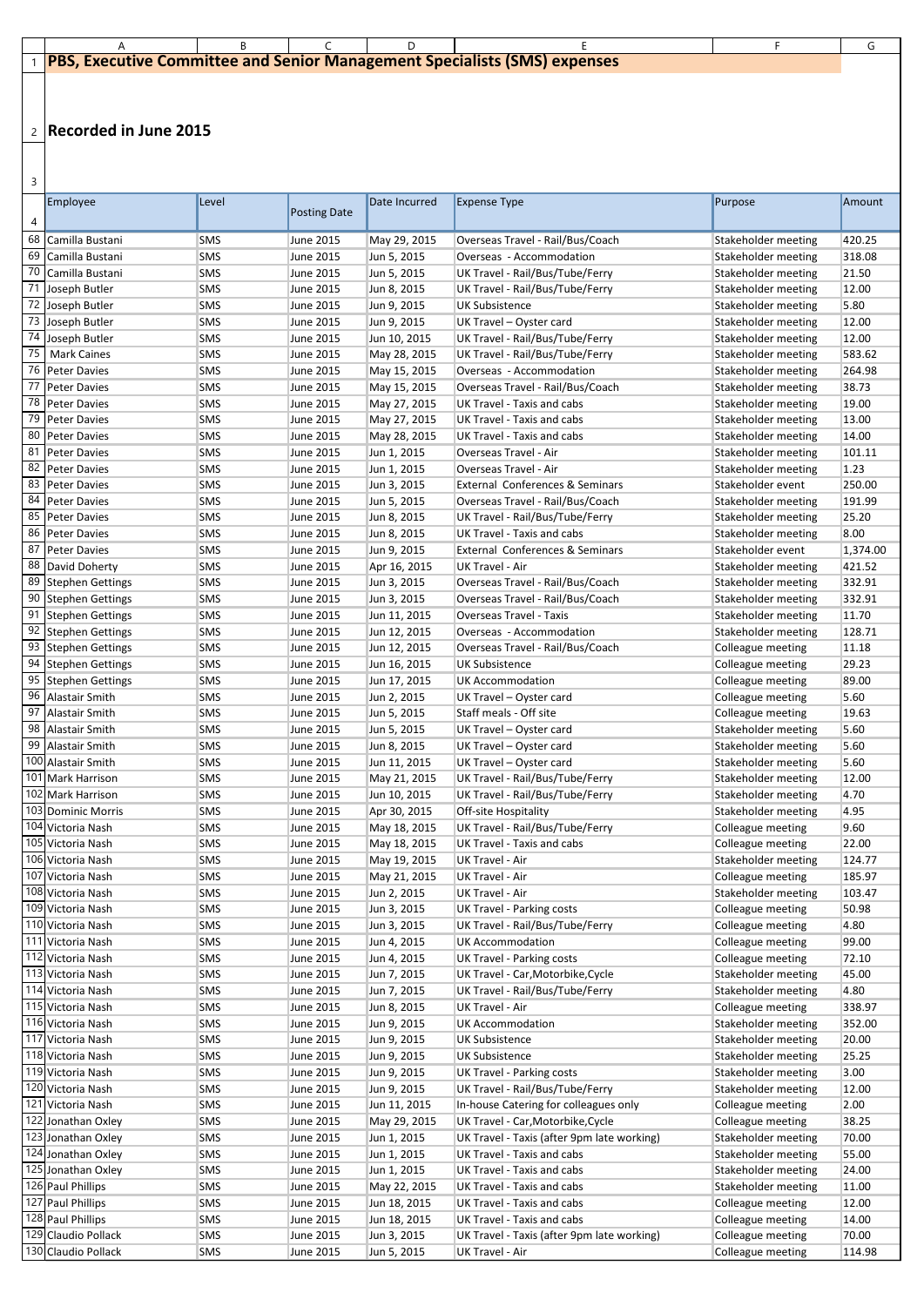# PBS, Executive Committee and Senior Management Specialists (SMS) expenses

## Recorded in June 2015

| Employee | Level | Posting Date | Date Incurred | Expense Type | Purpose | Amount |
|---|---|---|---|---|---|---|
| Camilla Bustani | SMS | June 2015 | May 29, 2015 | Overseas Travel - Rail/Bus/Coach | Stakeholder meeting | 420.25 |
| Camilla Bustani | SMS | June 2015 | Jun 5, 2015 | Overseas - Accommodation | Stakeholder meeting | 318.08 |
| Camilla Bustani | SMS | June 2015 | Jun 5, 2015 | UK Travel - Rail/Bus/Tube/Ferry | Stakeholder meeting | 21.50 |
| Joseph Butler | SMS | June 2015 | Jun 8, 2015 | UK Travel - Rail/Bus/Tube/Ferry | Stakeholder meeting | 12.00 |
| Joseph Butler | SMS | June 2015 | Jun 9, 2015 | UK Subsistence | Stakeholder meeting | 5.80 |
| Joseph Butler | SMS | June 2015 | Jun 9, 2015 | UK Travel – Oyster card | Stakeholder meeting | 12.00 |
| Joseph Butler | SMS | June 2015 | Jun 10, 2015 | UK Travel - Rail/Bus/Tube/Ferry | Stakeholder meeting | 12.00 |
| Mark Caines | SMS | June 2015 | May 28, 2015 | UK Travel - Rail/Bus/Tube/Ferry | Stakeholder meeting | 583.62 |
| Peter Davies | SMS | June 2015 | May 15, 2015 | Overseas - Accommodation | Stakeholder meeting | 264.98 |
| Peter Davies | SMS | June 2015 | May 15, 2015 | Overseas Travel - Rail/Bus/Coach | Stakeholder meeting | 38.73 |
| Peter Davies | SMS | June 2015 | May 27, 2015 | UK Travel - Taxis and cabs | Stakeholder meeting | 19.00 |
| Peter Davies | SMS | June 2015 | May 27, 2015 | UK Travel - Taxis and cabs | Stakeholder meeting | 13.00 |
| Peter Davies | SMS | June 2015 | May 28, 2015 | UK Travel - Taxis and cabs | Stakeholder meeting | 14.00 |
| Peter Davies | SMS | June 2015 | Jun 1, 2015 | Overseas Travel - Air | Stakeholder meeting | 101.11 |
| Peter Davies | SMS | June 2015 | Jun 1, 2015 | Overseas Travel - Air | Stakeholder meeting | 1.23 |
| Peter Davies | SMS | June 2015 | Jun 3, 2015 | External Conferences & Seminars | Stakeholder event | 250.00 |
| Peter Davies | SMS | June 2015 | Jun 5, 2015 | Overseas Travel - Rail/Bus/Coach | Stakeholder meeting | 191.99 |
| Peter Davies | SMS | June 2015 | Jun 8, 2015 | UK Travel - Rail/Bus/Tube/Ferry | Stakeholder meeting | 25.20 |
| Peter Davies | SMS | June 2015 | Jun 8, 2015 | UK Travel - Taxis and cabs | Stakeholder meeting | 8.00 |
| Peter Davies | SMS | June 2015 | Jun 9, 2015 | External Conferences & Seminars | Stakeholder event | 1,374.00 |
| David Doherty | SMS | June 2015 | Apr 16, 2015 | UK Travel - Air | Stakeholder meeting | 421.52 |
| Stephen Gettings | SMS | June 2015 | Jun 3, 2015 | Overseas Travel - Rail/Bus/Coach | Stakeholder meeting | 332.91 |
| Stephen Gettings | SMS | June 2015 | Jun 3, 2015 | Overseas Travel - Rail/Bus/Coach | Stakeholder meeting | 332.91 |
| Stephen Gettings | SMS | June 2015 | Jun 11, 2015 | Overseas Travel - Taxis | Stakeholder meeting | 11.70 |
| Stephen Gettings | SMS | June 2015 | Jun 12, 2015 | Overseas - Accommodation | Stakeholder meeting | 128.71 |
| Stephen Gettings | SMS | June 2015 | Jun 12, 2015 | Overseas Travel - Rail/Bus/Coach | Colleague meeting | 11.18 |
| Stephen Gettings | SMS | June 2015 | Jun 16, 2015 | UK Subsistence | Colleague meeting | 29.23 |
| Stephen Gettings | SMS | June 2015 | Jun 17, 2015 | UK Accommodation | Colleague meeting | 89.00 |
| Alastair Smith | SMS | June 2015 | Jun 2, 2015 | UK Travel – Oyster card | Colleague meeting | 5.60 |
| Alastair Smith | SMS | June 2015 | Jun 5, 2015 | Staff meals - Off site | Colleague meeting | 19.63 |
| Alastair Smith | SMS | June 2015 | Jun 5, 2015 | UK Travel – Oyster card | Stakeholder meeting | 5.60 |
| Alastair Smith | SMS | June 2015 | Jun 8, 2015 | UK Travel – Oyster card | Stakeholder meeting | 5.60 |
| Alastair Smith | SMS | June 2015 | Jun 11, 2015 | UK Travel – Oyster card | Stakeholder meeting | 5.60 |
| Mark Harrison | SMS | June 2015 | May 21, 2015 | UK Travel - Rail/Bus/Tube/Ferry | Stakeholder meeting | 12.00 |
| Mark Harrison | SMS | June 2015 | Jun 10, 2015 | UK Travel - Rail/Bus/Tube/Ferry | Stakeholder meeting | 4.70 |
| Dominic Morris | SMS | June 2015 | Apr 30, 2015 | Off-site Hospitality | Stakeholder meeting | 4.95 |
| Victoria Nash | SMS | June 2015 | May 18, 2015 | UK Travel - Rail/Bus/Tube/Ferry | Colleague meeting | 9.60 |
| Victoria Nash | SMS | June 2015 | May 18, 2015 | UK Travel - Taxis and cabs | Colleague meeting | 22.00 |
| Victoria Nash | SMS | June 2015 | May 19, 2015 | UK Travel - Air | Stakeholder meeting | 124.77 |
| Victoria Nash | SMS | June 2015 | May 21, 2015 | UK Travel - Air | Colleague meeting | 185.97 |
| Victoria Nash | SMS | June 2015 | Jun 2, 2015 | UK Travel - Air | Stakeholder meeting | 103.47 |
| Victoria Nash | SMS | June 2015 | Jun 3, 2015 | UK Travel - Parking costs | Colleague meeting | 50.98 |
| Victoria Nash | SMS | June 2015 | Jun 3, 2015 | UK Travel - Rail/Bus/Tube/Ferry | Colleague meeting | 4.80 |
| Victoria Nash | SMS | June 2015 | Jun 4, 2015 | UK Accommodation | Colleague meeting | 99.00 |
| Victoria Nash | SMS | June 2015 | Jun 4, 2015 | UK Travel - Parking costs | Colleague meeting | 72.10 |
| Victoria Nash | SMS | June 2015 | Jun 7, 2015 | UK Travel - Car,Motorbike,Cycle | Stakeholder meeting | 45.00 |
| Victoria Nash | SMS | June 2015 | Jun 7, 2015 | UK Travel - Rail/Bus/Tube/Ferry | Stakeholder meeting | 4.80 |
| Victoria Nash | SMS | June 2015 | Jun 8, 2015 | UK Travel - Air | Colleague meeting | 338.97 |
| Victoria Nash | SMS | June 2015 | Jun 9, 2015 | UK Accommodation | Stakeholder meeting | 352.00 |
| Victoria Nash | SMS | June 2015 | Jun 9, 2015 | UK Subsistence | Stakeholder meeting | 20.00 |
| Victoria Nash | SMS | June 2015 | Jun 9, 2015 | UK Subsistence | Stakeholder meeting | 25.25 |
| Victoria Nash | SMS | June 2015 | Jun 9, 2015 | UK Travel - Parking costs | Stakeholder meeting | 3.00 |
| Victoria Nash | SMS | June 2015 | Jun 9, 2015 | UK Travel - Rail/Bus/Tube/Ferry | Stakeholder meeting | 12.00 |
| Victoria Nash | SMS | June 2015 | Jun 11, 2015 | In-house Catering for colleagues only | Colleague meeting | 2.00 |
| Jonathan Oxley | SMS | June 2015 | May 29, 2015 | UK Travel - Car,Motorbike,Cycle | Colleague meeting | 38.25 |
| Jonathan Oxley | SMS | June 2015 | Jun 1, 2015 | UK Travel - Taxis (after 9pm late working) | Stakeholder meeting | 70.00 |
| Jonathan Oxley | SMS | June 2015 | Jun 1, 2015 | UK Travel - Taxis and cabs | Stakeholder meeting | 55.00 |
| Jonathan Oxley | SMS | June 2015 | Jun 1, 2015 | UK Travel - Taxis and cabs | Stakeholder meeting | 24.00 |
| Paul Phillips | SMS | June 2015 | May 22, 2015 | UK Travel - Taxis and cabs | Stakeholder meeting | 11.00 |
| Paul Phillips | SMS | June 2015 | Jun 18, 2015 | UK Travel - Taxis and cabs | Colleague meeting | 12.00 |
| Paul Phillips | SMS | June 2015 | Jun 18, 2015 | UK Travel - Taxis and cabs | Colleague meeting | 14.00 |
| Claudio Pollack | SMS | June 2015 | Jun 3, 2015 | UK Travel - Taxis (after 9pm late working) | Colleague meeting | 70.00 |
| Claudio Pollack | SMS | June 2015 | Jun 5, 2015 | UK Travel - Air | Colleague meeting | 114.98 |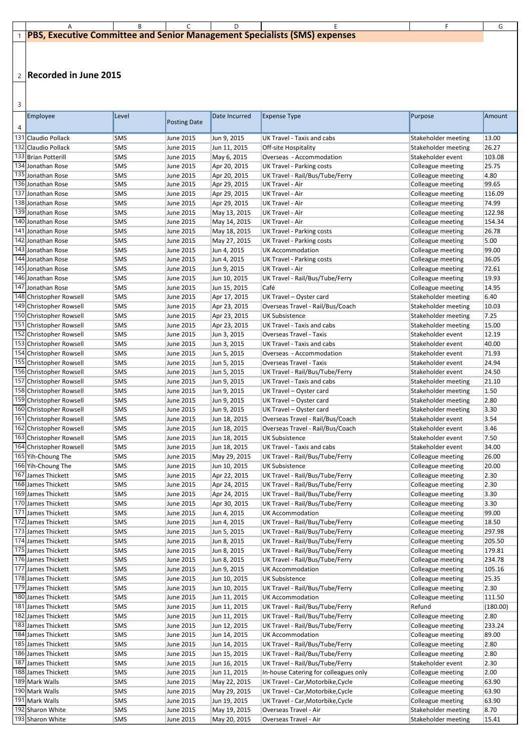# PBS, Executive Committee and Senior Management Specialists (SMS) expenses

## Recorded in June 2015

| Employee | Level | Posting Date | Date Incurred | Expense Type | Purpose | Amount |
|---|---|---|---|---|---|---|
| Claudio Pollack | SMS | June 2015 | Jun 9, 2015 | UK Travel - Taxis and cabs | Stakeholder meeting | 13.00 |
| Claudio Pollack | SMS | June 2015 | Jun 11, 2015 | Off-site Hospitality | Stakeholder meeting | 26.27 |
| Brian Potterill | SMS | June 2015 | May 6, 2015 | Overseas - Accommodation | Stakeholder event | 103.08 |
| Jonathan Rose | SMS | June 2015 | Apr 20, 2015 | UK Travel - Parking costs | Colleague meeting | 25.75 |
| Jonathan Rose | SMS | June 2015 | Apr 20, 2015 | UK Travel - Rail/Bus/Tube/Ferry | Colleague meeting | 4.80 |
| Jonathan Rose | SMS | June 2015 | Apr 29, 2015 | UK Travel - Air | Colleague meeting | 99.65 |
| Jonathan Rose | SMS | June 2015 | Apr 29, 2015 | UK Travel - Air | Colleague meeting | 116.09 |
| Jonathan Rose | SMS | June 2015 | Apr 29, 2015 | UK Travel - Air | Colleague meeting | 74.99 |
| Jonathan Rose | SMS | June 2015 | May 13, 2015 | UK Travel - Air | Colleague meeting | 122.98 |
| Jonathan Rose | SMS | June 2015 | May 14, 2015 | UK Travel - Air | Colleague meeting | 154.34 |
| Jonathan Rose | SMS | June 2015 | May 18, 2015 | UK Travel - Parking costs | Colleague meeting | 26.78 |
| Jonathan Rose | SMS | June 2015 | May 27, 2015 | UK Travel - Parking costs | Colleague meeting | 5.00 |
| Jonathan Rose | SMS | June 2015 | Jun 4, 2015 | UK Accommodation | Colleague meeting | 99.00 |
| Jonathan Rose | SMS | June 2015 | Jun 4, 2015 | UK Travel - Parking costs | Colleague meeting | 36.05 |
| Jonathan Rose | SMS | June 2015 | Jun 9, 2015 | UK Travel - Air | Colleague meeting | 72.61 |
| Jonathan Rose | SMS | June 2015 | Jun 10, 2015 | UK Travel - Rail/Bus/Tube/Ferry | Colleague meeting | 19.93 |
| Jonathan Rose | SMS | June 2015 | Jun 15, 2015 | Café | Colleague meeting | 14.95 |
| Christopher Rowsell | SMS | June 2015 | Apr 17, 2015 | UK Travel – Oyster card | Stakeholder meeting | 6.40 |
| Christopher Rowsell | SMS | June 2015 | Apr 23, 2015 | Overseas Travel - Rail/Bus/Coach | Stakeholder meeting | 10.03 |
| Christopher Rowsell | SMS | June 2015 | Apr 23, 2015 | UK Subsistence | Stakeholder meeting | 7.25 |
| Christopher Rowsell | SMS | June 2015 | Apr 23, 2015 | UK Travel - Taxis and cabs | Stakeholder meeting | 15.00 |
| Christopher Rowsell | SMS | June 2015 | Jun 3, 2015 | Overseas Travel - Taxis | Stakeholder event | 12.19 |
| Christopher Rowsell | SMS | June 2015 | Jun 3, 2015 | UK Travel - Taxis and cabs | Stakeholder event | 40.00 |
| Christopher Rowsell | SMS | June 2015 | Jun 5, 2015 | Overseas - Accommodation | Stakeholder event | 71.93 |
| Christopher Rowsell | SMS | June 2015 | Jun 5, 2015 | Overseas Travel - Taxis | Stakeholder event | 24.94 |
| Christopher Rowsell | SMS | June 2015 | Jun 5, 2015 | UK Travel - Rail/Bus/Tube/Ferry | Stakeholder event | 24.50 |
| Christopher Rowsell | SMS | June 2015 | Jun 9, 2015 | UK Travel - Taxis and cabs | Stakeholder meeting | 21.10 |
| Christopher Rowsell | SMS | June 2015 | Jun 9, 2015 | UK Travel – Oyster card | Stakeholder meeting | 1.50 |
| Christopher Rowsell | SMS | June 2015 | Jun 9, 2015 | UK Travel – Oyster card | Stakeholder meeting | 2.80 |
| Christopher Rowsell | SMS | June 2015 | Jun 9, 2015 | UK Travel – Oyster card | Stakeholder meeting | 3.30 |
| Christopher Rowsell | SMS | June 2015 | Jun 18, 2015 | Overseas Travel - Rail/Bus/Coach | Stakeholder event | 3.54 |
| Christopher Rowsell | SMS | June 2015 | Jun 18, 2015 | Overseas Travel - Rail/Bus/Coach | Stakeholder event | 3.46 |
| Christopher Rowsell | SMS | June 2015 | Jun 18, 2015 | UK Subsistence | Stakeholder event | 7.50 |
| Christopher Rowsell | SMS | June 2015 | Jun 18, 2015 | UK Travel - Taxis and cabs | Stakeholder event | 34.00 |
| Yih-Choung The | SMS | June 2015 | May 29, 2015 | UK Travel - Rail/Bus/Tube/Ferry | Colleague meeting | 26.00 |
| Yih-Choung The | SMS | June 2015 | Jun 10, 2015 | UK Subsistence | Colleague meeting | 20.00 |
| James Thickett | SMS | June 2015 | Apr 22, 2015 | UK Travel - Rail/Bus/Tube/Ferry | Colleague meeting | 2.30 |
| James Thickett | SMS | June 2015 | Apr 24, 2015 | UK Travel - Rail/Bus/Tube/Ferry | Colleague meeting | 2.30 |
| James Thickett | SMS | June 2015 | Apr 24, 2015 | UK Travel - Rail/Bus/Tube/Ferry | Colleague meeting | 3.30 |
| James Thickett | SMS | June 2015 | Apr 30, 2015 | UK Travel - Rail/Bus/Tube/Ferry | Colleague meeting | 3.30 |
| James Thickett | SMS | June 2015 | Jun 4, 2015 | UK Accommodation | Colleague meeting | 99.00 |
| James Thickett | SMS | June 2015 | Jun 4, 2015 | UK Travel - Rail/Bus/Tube/Ferry | Colleague meeting | 18.50 |
| James Thickett | SMS | June 2015 | Jun 5, 2015 | UK Travel - Rail/Bus/Tube/Ferry | Colleague meeting | 297.98 |
| James Thickett | SMS | June 2015 | Jun 8, 2015 | UK Travel - Rail/Bus/Tube/Ferry | Colleague meeting | 205.50 |
| James Thickett | SMS | June 2015 | Jun 8, 2015 | UK Travel - Rail/Bus/Tube/Ferry | Colleague meeting | 179.81 |
| James Thickett | SMS | June 2015 | Jun 8, 2015 | UK Travel - Rail/Bus/Tube/Ferry | Colleague meeting | 234.78 |
| James Thickett | SMS | June 2015 | Jun 9, 2015 | UK Accommodation | Colleague meeting | 105.16 |
| James Thickett | SMS | June 2015 | Jun 10, 2015 | UK Subsistence | Colleague meeting | 25.35 |
| James Thickett | SMS | June 2015 | Jun 10, 2015 | UK Travel - Rail/Bus/Tube/Ferry | Colleague meeting | 2.30 |
| James Thickett | SMS | June 2015 | Jun 11, 2015 | UK Accommodation | Colleague meeting | 111.50 |
| James Thickett | SMS | June 2015 | Jun 11, 2015 | UK Travel - Rail/Bus/Tube/Ferry | Refund | (180.00) |
| James Thickett | SMS | June 2015 | Jun 11, 2015 | UK Travel - Rail/Bus/Tube/Ferry | Colleague meeting | 2.80 |
| James Thickett | SMS | June 2015 | Jun 12, 2015 | UK Travel - Rail/Bus/Tube/Ferry | Colleague meeting | 233.24 |
| James Thickett | SMS | June 2015 | Jun 14, 2015 | UK Accommodation | Colleague meeting | 89.00 |
| James Thickett | SMS | June 2015 | Jun 14, 2015 | UK Travel - Rail/Bus/Tube/Ferry | Colleague meeting | 2.80 |
| James Thickett | SMS | June 2015 | Jun 15, 2015 | UK Travel - Rail/Bus/Tube/Ferry | Colleague meeting | 2.80 |
| James Thickett | SMS | June 2015 | Jun 16, 2015 | UK Travel - Rail/Bus/Tube/Ferry | Stakeholder event | 2.30 |
| James Thickett | SMS | June 2015 | Jun 11, 2015 | In-house Catering for colleagues only | Colleague meeting | 2.00 |
| Mark Walls | SMS | June 2015 | May 22, 2015 | UK Travel - Car,Motorbike,Cycle | Colleague meeting | 63.90 |
| Mark Walls | SMS | June 2015 | May 29, 2015 | UK Travel - Car,Motorbike,Cycle | Colleague meeting | 63.90 |
| Mark Walls | SMS | June 2015 | Jun 19, 2015 | UK Travel - Car,Motorbike,Cycle | Colleague meeting | 63.90 |
| Sharon White | SMS | June 2015 | May 19, 2015 | Overseas Travel - Air | Stakeholder meeting | 8.70 |
| Sharon White | SMS | June 2015 | May 20, 2015 | Overseas Travel - Air | Stakeholder meeting | 15.41 |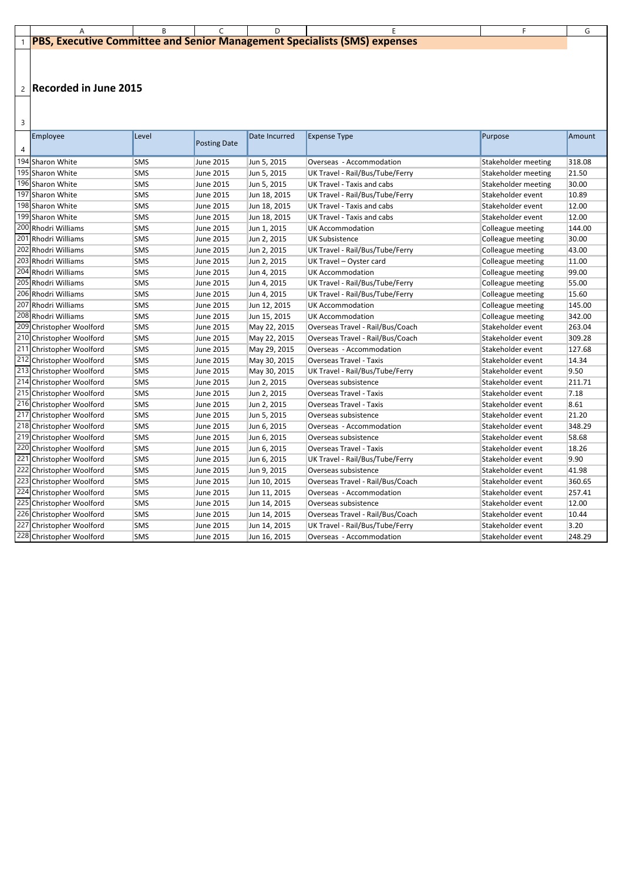# PBS, Executive Committee and Senior Management Specialists (SMS) expenses

## Recorded in June 2015

| Employee | Level | Posting Date | Date Incurred | Expense Type | Purpose | Amount |
|---|---|---|---|---|---|---|
| Sharon White | SMS | June 2015 | Jun 5, 2015 | Overseas - Accommodation | Stakeholder meeting | 318.08 |
| Sharon White | SMS | June 2015 | Jun 5, 2015 | UK Travel - Rail/Bus/Tube/Ferry | Stakeholder meeting | 21.50 |
| Sharon White | SMS | June 2015 | Jun 5, 2015 | UK Travel - Taxis and cabs | Stakeholder meeting | 30.00 |
| Sharon White | SMS | June 2015 | Jun 18, 2015 | UK Travel - Rail/Bus/Tube/Ferry | Stakeholder event | 10.89 |
| Sharon White | SMS | June 2015 | Jun 18, 2015 | UK Travel - Taxis and cabs | Stakeholder event | 12.00 |
| Sharon White | SMS | June 2015 | Jun 18, 2015 | UK Travel - Taxis and cabs | Stakeholder event | 12.00 |
| Rhodri Williams | SMS | June 2015 | Jun 1, 2015 | UK Accommodation | Colleague meeting | 144.00 |
| Rhodri Williams | SMS | June 2015 | Jun 2, 2015 | UK Subsistence | Colleague meeting | 30.00 |
| Rhodri Williams | SMS | June 2015 | Jun 2, 2015 | UK Travel - Rail/Bus/Tube/Ferry | Colleague meeting | 43.00 |
| Rhodri Williams | SMS | June 2015 | Jun 2, 2015 | UK Travel – Oyster card | Colleague meeting | 11.00 |
| Rhodri Williams | SMS | June 2015 | Jun 4, 2015 | UK Accommodation | Colleague meeting | 99.00 |
| Rhodri Williams | SMS | June 2015 | Jun 4, 2015 | UK Travel - Rail/Bus/Tube/Ferry | Colleague meeting | 55.00 |
| Rhodri Williams | SMS | June 2015 | Jun 4, 2015 | UK Travel - Rail/Bus/Tube/Ferry | Colleague meeting | 15.60 |
| Rhodri Williams | SMS | June 2015 | Jun 12, 2015 | UK Accommodation | Colleague meeting | 145.00 |
| Rhodri Williams | SMS | June 2015 | Jun 15, 2015 | UK Accommodation | Colleague meeting | 342.00 |
| Christopher Woolford | SMS | June 2015 | May 22, 2015 | Overseas Travel - Rail/Bus/Coach | Stakeholder event | 263.04 |
| Christopher Woolford | SMS | June 2015 | May 22, 2015 | Overseas Travel - Rail/Bus/Coach | Stakeholder event | 309.28 |
| Christopher Woolford | SMS | June 2015 | May 29, 2015 | Overseas - Accommodation | Stakeholder event | 127.68 |
| Christopher Woolford | SMS | June 2015 | May 30, 2015 | Overseas Travel - Taxis | Stakeholder event | 14.34 |
| Christopher Woolford | SMS | June 2015 | May 30, 2015 | UK Travel - Rail/Bus/Tube/Ferry | Stakeholder event | 9.50 |
| Christopher Woolford | SMS | June 2015 | Jun 2, 2015 | Overseas subsistence | Stakeholder event | 211.71 |
| Christopher Woolford | SMS | June 2015 | Jun 2, 2015 | Overseas Travel - Taxis | Stakeholder event | 7.18 |
| Christopher Woolford | SMS | June 2015 | Jun 2, 2015 | Overseas Travel - Taxis | Stakeholder event | 8.61 |
| Christopher Woolford | SMS | June 2015 | Jun 5, 2015 | Overseas subsistence | Stakeholder event | 21.20 |
| Christopher Woolford | SMS | June 2015 | Jun 6, 2015 | Overseas - Accommodation | Stakeholder event | 348.29 |
| Christopher Woolford | SMS | June 2015 | Jun 6, 2015 | Overseas subsistence | Stakeholder event | 58.68 |
| Christopher Woolford | SMS | June 2015 | Jun 6, 2015 | Overseas Travel - Taxis | Stakeholder event | 18.26 |
| Christopher Woolford | SMS | June 2015 | Jun 6, 2015 | UK Travel - Rail/Bus/Tube/Ferry | Stakeholder event | 9.90 |
| Christopher Woolford | SMS | June 2015 | Jun 9, 2015 | Overseas subsistence | Stakeholder event | 41.98 |
| Christopher Woolford | SMS | June 2015 | Jun 10, 2015 | Overseas Travel - Rail/Bus/Coach | Stakeholder event | 360.65 |
| Christopher Woolford | SMS | June 2015 | Jun 11, 2015 | Overseas - Accommodation | Stakeholder event | 257.41 |
| Christopher Woolford | SMS | June 2015 | Jun 14, 2015 | Overseas subsistence | Stakeholder event | 12.00 |
| Christopher Woolford | SMS | June 2015 | Jun 14, 2015 | Overseas Travel - Rail/Bus/Coach | Stakeholder event | 10.44 |
| Christopher Woolford | SMS | June 2015 | Jun 14, 2015 | UK Travel - Rail/Bus/Tube/Ferry | Stakeholder event | 3.20 |
| Christopher Woolford | SMS | June 2015 | Jun 16, 2015 | Overseas - Accommodation | Stakeholder event | 248.29 |